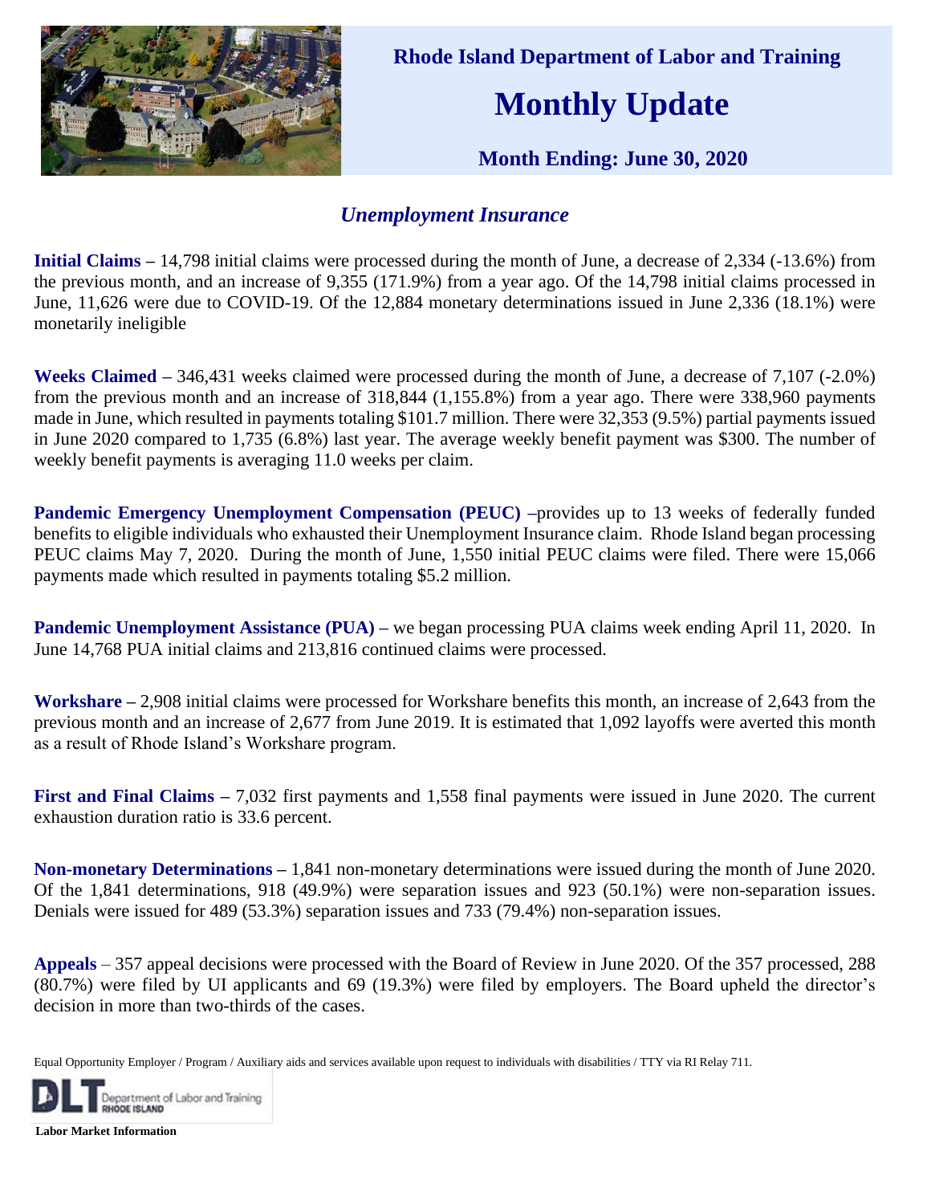# Rhode Island Department of Labor and Training

# Monthly Update

**Month Ending: June 30, 2020**

## *Unemployment Insurance*

**Initial Claims –** 14,798 initial claims were processed during the month of June, a decrease of 2,334 (-13.6%) from the previous month, and an increase of 9,355 (171.9%) from a year ago. Of the 14,798 initial claims processed in June, 11,626 were due to COVID-19. Of the 12,884 monetary determinations issued in June 2,336 (18.1%) were monetarily ineligible

**Weeks Claimed –** 346,431 weeks claimed were processed during the month of June, a decrease of 7,107 (-2.0%) from the previous month and an increase of 318,844 (1,155.8%) from a year ago. There were 338,960 payments made in June, which resulted in payments totaling $101.7 million. There were 32,353 (9.5%) partial payments issued in June 2020 compared to 1,735 (6.8%) last year. The average weekly benefit payment was $300. The number of weekly benefit payments is averaging 11.0 weeks per claim.

**Pandemic Emergency Unemployment Compensation (PEUC) –**provides up to 13 weeks of federally funded benefits to eligible individuals who exhausted their Unemployment Insurance claim. Rhode Island began processing PEUC claims May 7, 2020. During the month of June, 1,550 initial PEUC claims were filed. There were 15,066 payments made which resulted in payments totaling $5.2 million.

**Pandemic Unemployment Assistance (PUA) –** we began processing PUA claims week ending April 11, 2020. In June 14,768 PUA initial claims and 213,816 continued claims were processed.

**Workshare –** 2,908 initial claims were processed for Workshare benefits this month, an increase of 2,643 from the previous month and an increase of 2,677 from June 2019. It is estimated that 1,092 layoffs were averted this month as a result of Rhode Island's Workshare program.

**First and Final Claims –** 7,032 first payments and 1,558 final payments were issued in June 2020. The current exhaustion duration ratio is 33.6 percent.

**Non-monetary Determinations –** 1,841 non-monetary determinations were issued during the month of June 2020. Of the 1,841 determinations, 918 (49.9%) were separation issues and 923 (50.1%) were non-separation issues. Denials were issued for 489 (53.3%) separation issues and 733 (79.4%) non-separation issues.

**Appeals** – 357 appeal decisions were processed with the Board of Review in June 2020. Of the 357 processed, 288 (80.7%) were filed by UI applicants and 69 (19.3%) were filed by employers. The Board upheld the director's decision in more than two-thirds of the cases.

Equal Opportunity Employer / Program / Auxiliary aids and services available upon request to individuals with disabilities / TTY via RI Relay 711.

DLT Department of Labor and Training RHODE ISLAND

**Labor Market Information**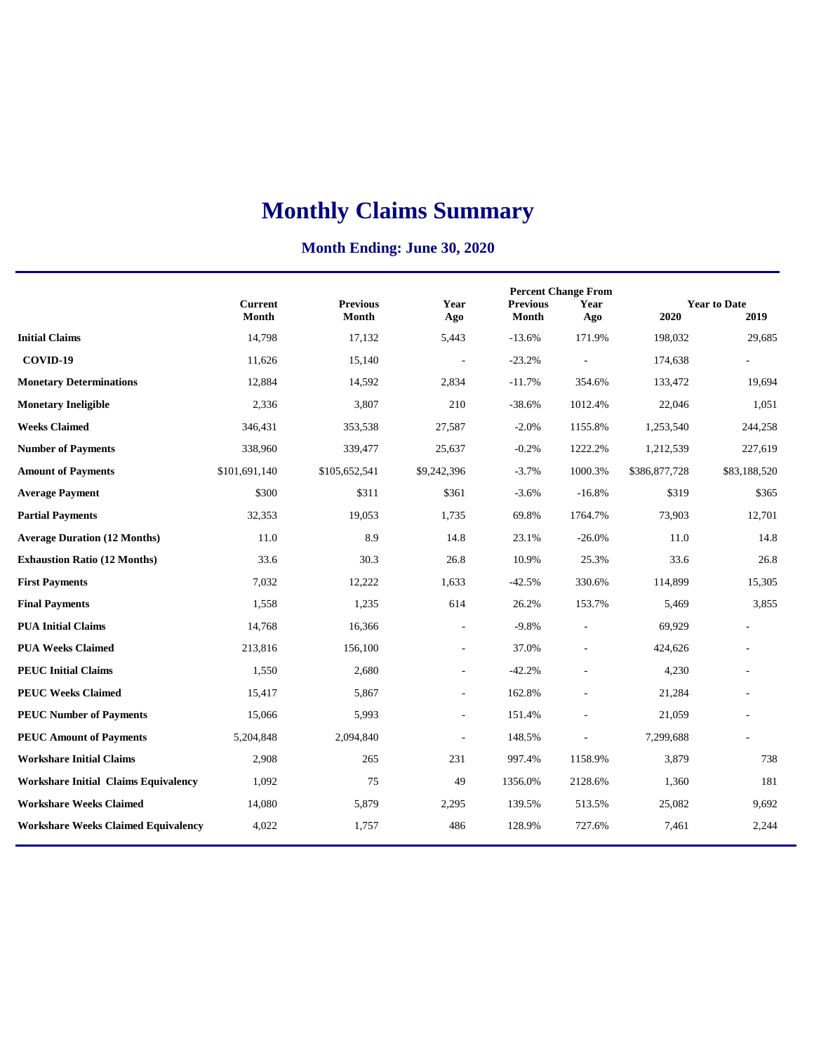# Monthly Claims Summary

## Month Ending: June 30, 2020

| | Current Month | Previous Month | Year Ago | Percent Change From Previous Month | Percent Change From Year Ago | Year to Date 2020 | Year to Date 2019 |
|---|---|---|---|---|---|---|---|
| **Initial Claims** | 14,798 | 17,132 | 5,443 | -13.6% | 171.9% | 198,032 | 29,685 |
| **COVID-19** | 11,626 | 15,140 | - | -23.2% | - | 174,638 | - |
| **Monetary Determinations** | 12,884 | 14,592 | 2,834 | -11.7% | 354.6% | 133,472 | 19,694 |
| **Monetary Ineligible** | 2,336 | 3,807 | 210 | -38.6% | 1012.4% | 22,046 | 1,051 |
| **Weeks Claimed** | 346,431 | 353,538 | 27,587 | -2.0% | 1155.8% | 1,253,540 | 244,258 |
| **Number of Payments** | 338,960 | 339,477 | 25,637 | -0.2% | 1222.2% | 1,212,539 | 227,619 |
| **Amount of Payments** | $101,691,140 | $105,652,541 | $9,242,396 | -3.7% | 1000.3% | $386,877,728 | $83,188,520 |
| **Average Payment** | $300 | $311 | $361 | -3.6% | -16.8% | $319 | $365 |
| **Partial Payments** | 32,353 | 19,053 | 1,735 | 69.8% | 1764.7% | 73,903 | 12,701 |
| **Average Duration (12 Months)** | 11.0 | 8.9 | 14.8 | 23.1% | -26.0% | 11.0 | 14.8 |
| **Exhaustion Ratio (12 Months)** | 33.6 | 30.3 | 26.8 | 10.9% | 25.3% | 33.6 | 26.8 |
| **First Payments** | 7,032 | 12,222 | 1,633 | -42.5% | 330.6% | 114,899 | 15,305 |
| **Final Payments** | 1,558 | 1,235 | 614 | 26.2% | 153.7% | 5,469 | 3,855 |
| **PUA Initial Claims** | 14,768 | 16,366 | - | -9.8% | - | 69,929 | - |
| **PUA Weeks Claimed** | 213,816 | 156,100 | - | 37.0% | - | 424,626 | - |
| **PEUC Initial Claims** | 1,550 | 2,680 | - | -42.2% | - | 4,230 | - |
| **PEUC Weeks Claimed** | 15,417 | 5,867 | - | 162.8% | - | 21,284 | - |
| **PEUC Number of Payments** | 15,066 | 5,993 | - | 151.4% | - | 21,059 | - |
| **PEUC Amount of Payments** | 5,204,848 | 2,094,840 | - | 148.5% | - | 7,299,688 | - |
| **Workshare Initial Claims** | 2,908 | 265 | 231 | 997.4% | 1158.9% | 3,879 | 738 |
| **Workshare Initial Claims Equivalency** | 1,092 | 75 | 49 | 1356.0% | 2128.6% | 1,360 | 181 |
| **Workshare Weeks Claimed** | 14,080 | 5,879 | 2,295 | 139.5% | 513.5% | 25,082 | 9,692 |
| **Workshare Weeks Claimed Equivalency** | 4,022 | 1,757 | 486 | 128.9% | 727.6% | 7,461 | 2,244 |